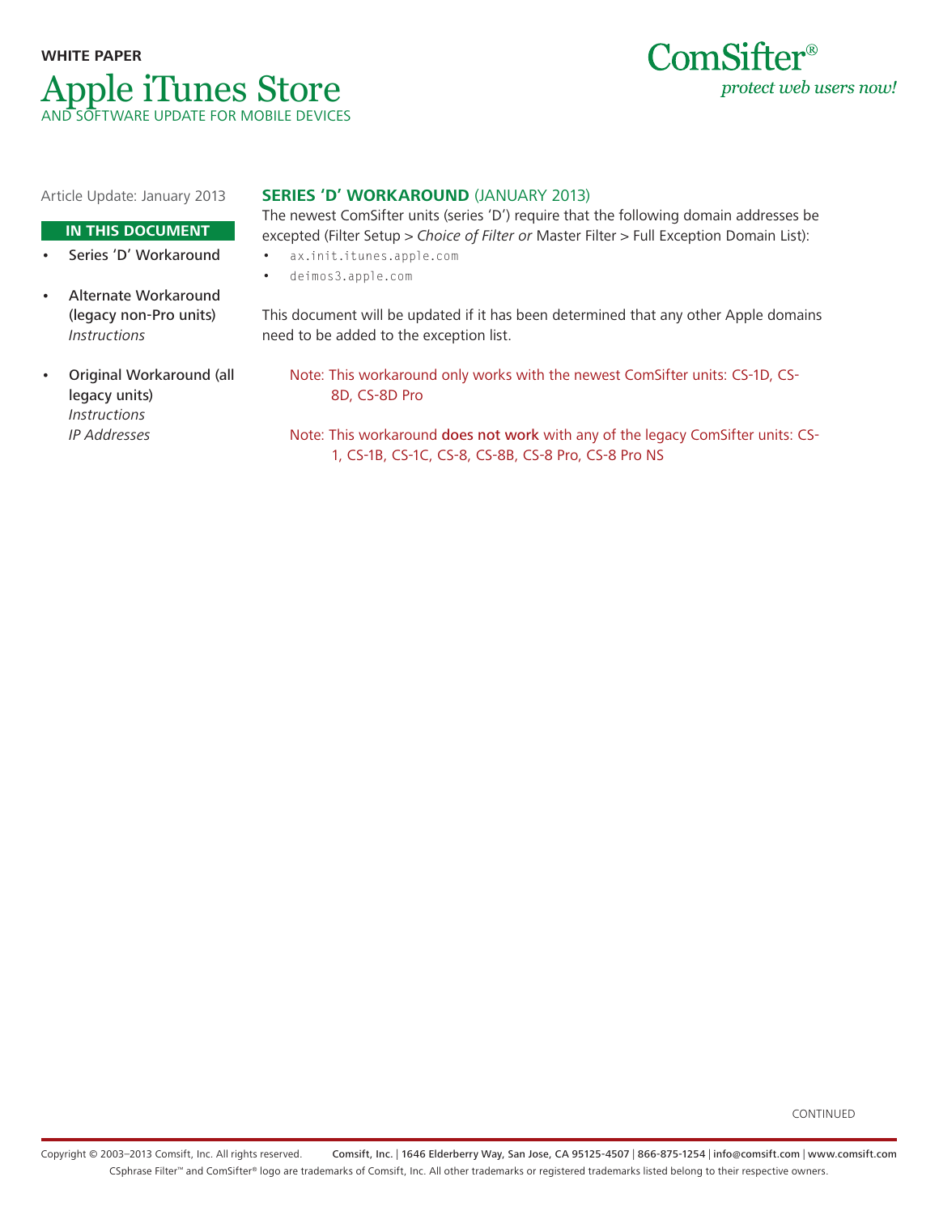**WHITE PAPER**

# Apple iTunes Store

AND SOFTWARE UPDATE FOR MOBILE DEVICES

ComSifter®
*protect web users now!*

Article Update: January 2013

**IN THIS DOCUMENT**

- Series 'D' Workaround
- Alternate Workaround (legacy non-Pro units)
  *Instructions*
- Original Workaround (all legacy units)
  *Instructions*
  *IP Addresses*

## SERIES 'D' WORKAROUND (JANUARY 2013)

The newest ComSifter units (series 'D') require that the following domain addresses be excepted (Filter Setup > *Choice of Filter or* Master Filter > Full Exception Domain List):

- `ax.init.itunes.apple.com`
- `deimos3.apple.com`

This document will be updated if it has been determined that any other Apple domains need to be added to the exception list.

> Note: This workaround only works with the newest ComSifter units: CS-1D, CS-8D, CS-8D Pro

> Note: This workaround **does not work** with any of the legacy ComSifter units: CS-1, CS-1B, CS-1C, CS-8, CS-8B, CS-8 Pro, CS-8 Pro NS

CONTINUED

Copyright © 2003–2013 Comsift, Inc. All rights reserved. Comsift, Inc. | 1646 Elderberry Way, San Jose, CA 95125-4507 | 866-875-1254 | info@comsift.com | www.comsift.com

CSphrase Filter™ and ComSifter® logo are trademarks of Comsift, Inc. All other trademarks or registered trademarks listed belong to their respective owners.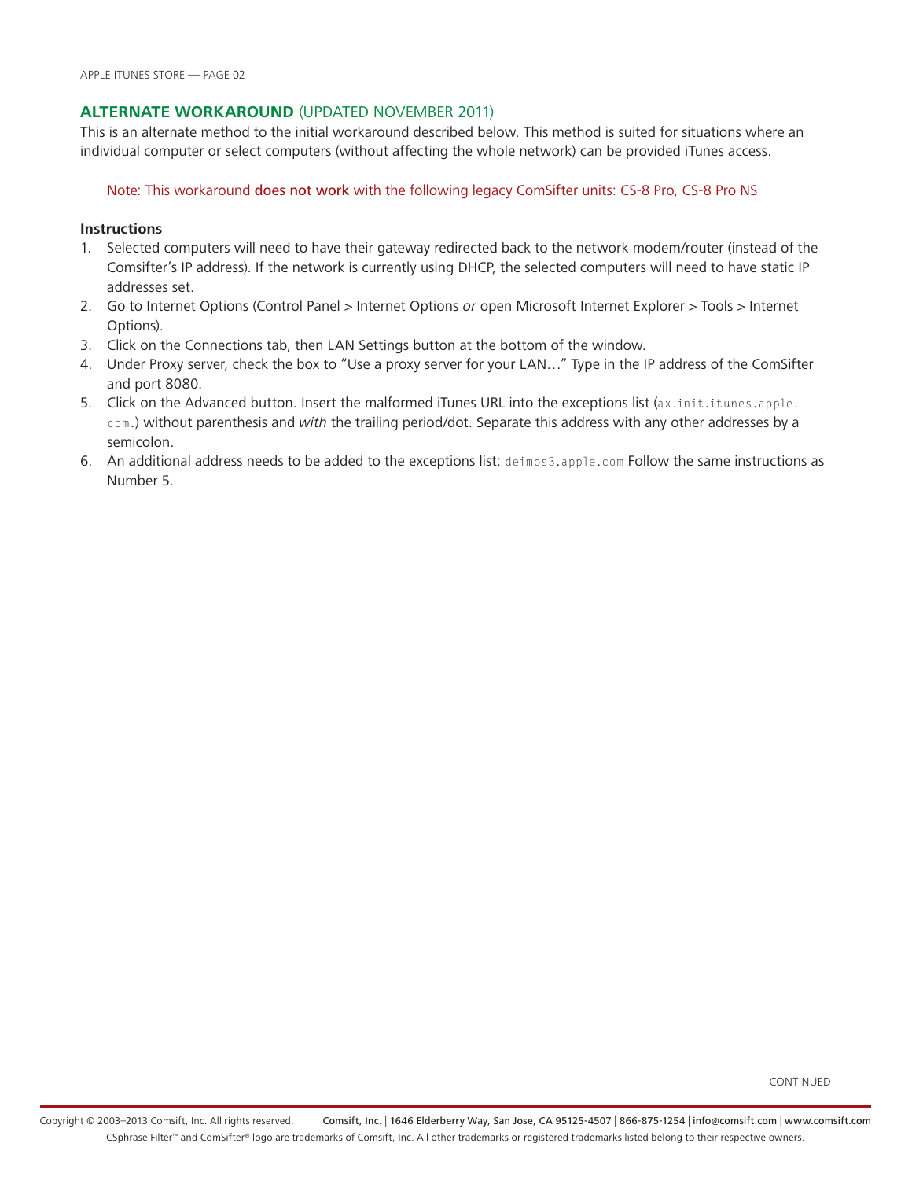## **ALTERNATE WORKAROUND** (UPDATED NOVEMBER 2011)

This is an alternate method to the initial workaround described below. This method is suited for situations where an individual computer or select computers (without affecting the whole network) can be provided iTunes access.

> Note: This workaround **does not work** with the following legacy ComSifter units: CS-8 Pro, CS-8 Pro NS

**Instructions**

1. Selected computers will need to have their gateway redirected back to the network modem/router (instead of the Comsifter's IP address). If the network is currently using DHCP, the selected computers will need to have static IP addresses set.
2. Go to Internet Options (Control Panel > Internet Options *or* open Microsoft Internet Explorer > Tools > Internet Options).
3. Click on the Connections tab, then LAN Settings button at the bottom of the window.
4. Under Proxy server, check the box to "Use a proxy server for your LAN…" Type in the IP address of the ComSifter and port 8080.
5. Click on the Advanced button. Insert the malformed iTunes URL into the exceptions list (`ax.init.itunes.apple.com.`) without parenthesis and *with* the trailing period/dot. Separate this address with any other addresses by a semicolon.
6. An additional address needs to be added to the exceptions list: `deimos3.apple.com` Follow the same instructions as Number 5.

CONTINUED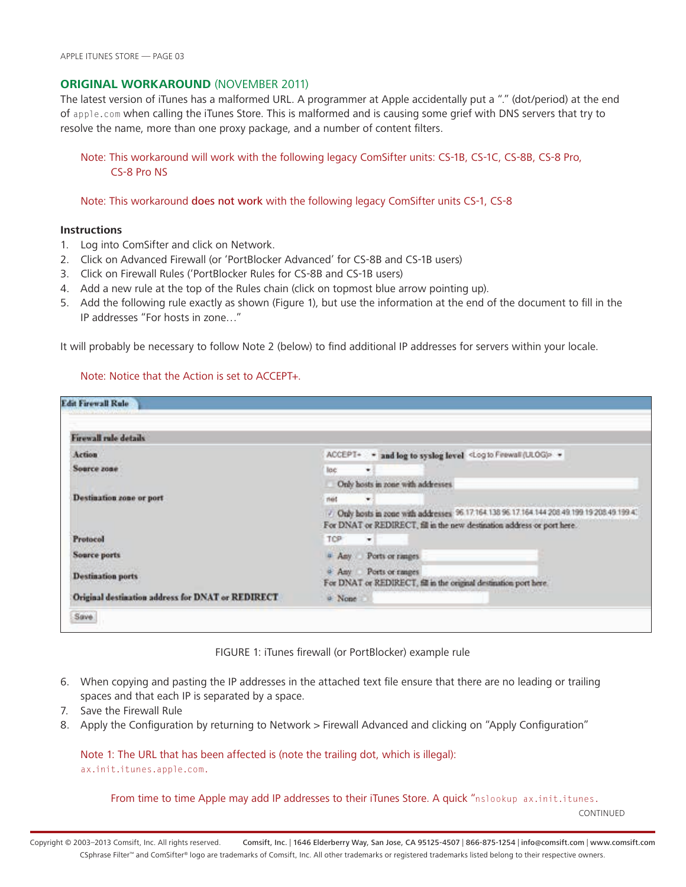## ORIGINAL WORKAROUND (NOVEMBER 2011)

The latest version of iTunes has a malformed URL. A programmer at Apple accidentally put a "." (dot/period) at the end of `apple.com` when calling the iTunes Store. This is malformed and is causing some grief with DNS servers that try to resolve the name, more than one proxy package, and a number of content filters.

> Note: This workaround will work with the following legacy ComSifter units: CS-1B, CS-1C, CS-8B, CS-8 Pro, CS-8 Pro NS

> Note: This workaround **does not work** with the following legacy ComSifter units CS-1, CS-8

**Instructions**

1. Log into ComSifter and click on Network.
2. Click on Advanced Firewall (or 'PortBlocker Advanced' for CS-8B and CS-1B users)
3. Click on Firewall Rules ('PortBlocker Rules for CS-8B and CS-1B users)
4. Add a new rule at the top of the Rules chain (click on topmost blue arrow pointing up).
5. Add the following rule exactly as shown (Figure 1), but use the information at the end of the document to fill in the IP addresses "For hosts in zone…"

It will probably be necessary to follow Note 2 (below) to find additional IP addresses for servers within your locale.

> Note: Notice that the Action is set to ACCEPT+.

**Edit Firewall Rule**

**Firewall rule details**

| | |
|---|---|
| **Action** | ACCEPT+ **and log to syslog level** <Log to Firewall (ULOG)> |
| **Source zone** | loc |
| | Only hosts in zone with addresses |
| **Destination zone or port** | net |
| | ✓ Only hosts in zone with addresses 96.17.164.138 96.17.164.144 208.49.199.19 208.49.199.4… |
| | For DNAT or REDIRECT, fill in the new destination address or port here. |
| **Protocol** | TCP |
| **Source ports** | Any / Ports or ranges |
| **Destination ports** | Any / Ports or ranges |
| | For DNAT or REDIRECT, fill in the original destination port here. |
| **Original destination address for DNAT or REDIRECT** | None |

Save

FIGURE 1: iTunes firewall (or PortBlocker) example rule

6. When copying and pasting the IP addresses in the attached text file ensure that there are no leading or trailing spaces and that each IP is separated by a space.
7. Save the Firewall Rule
8. Apply the Configuration by returning to Network > Firewall Advanced and clicking on "Apply Configuration"

> Note 1: The URL that has been affected is (note the trailing dot, which is illegal): `ax.init.itunes.apple.com.`

> From time to time Apple may add IP addresses to their iTunes Store. A quick "`nslookup ax.init.itunes.`

CONTINUED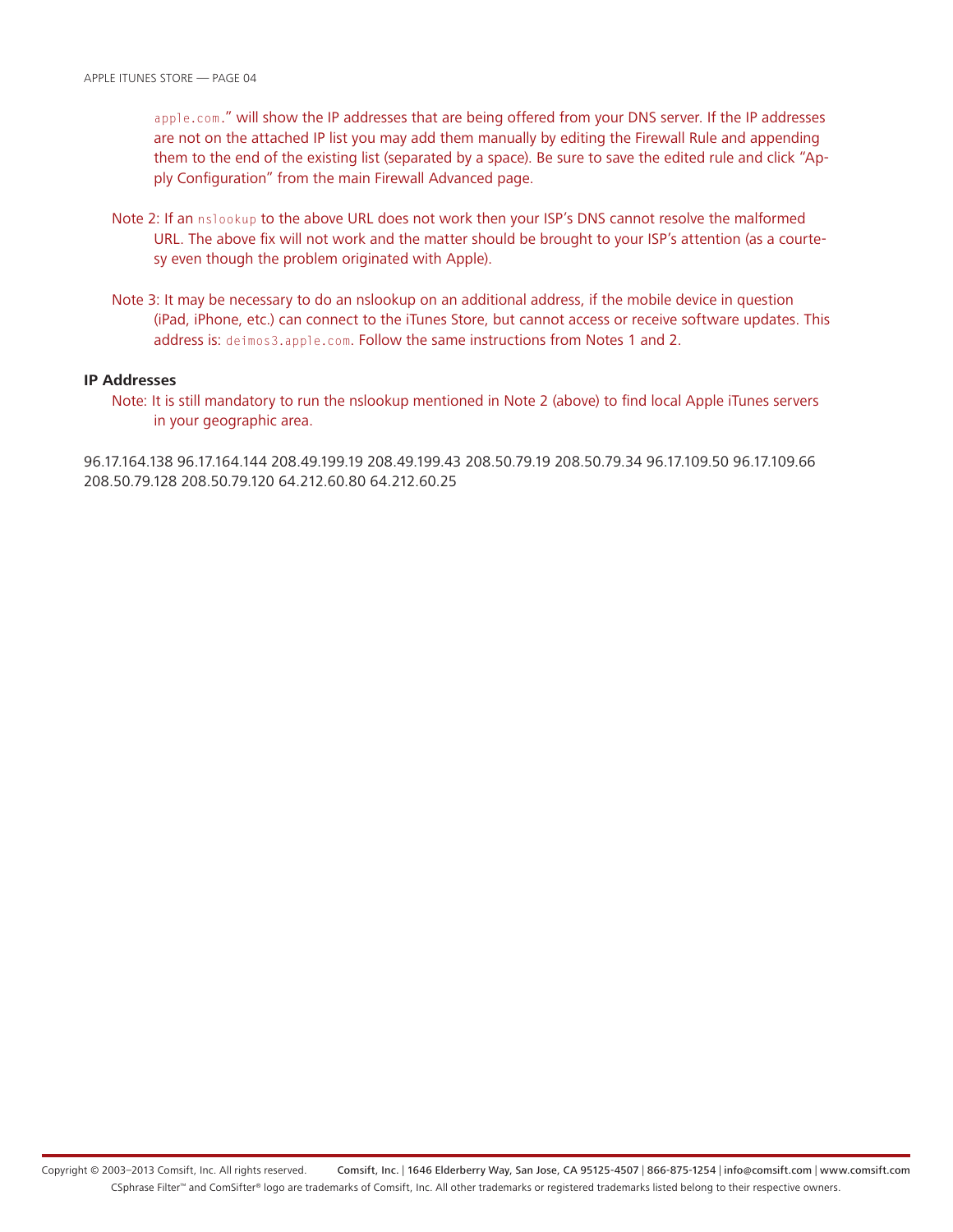`apple.com`." will show the IP addresses that are being offered from your DNS server. If the IP addresses are not on the attached IP list you may add them manually by editing the Firewall Rule and appending them to the end of the existing list (separated by a space). Be sure to save the edited rule and click "Apply Configuration" from the main Firewall Advanced page.

Note 2: If an `nslookup` to the above URL does not work then your ISP's DNS cannot resolve the malformed URL. The above fix will not work and the matter should be brought to your ISP's attention (as a courtesy even though the problem originated with Apple).

Note 3: It may be necessary to do an nslookup on an additional address, if the mobile device in question (iPad, iPhone, etc.) can connect to the iTunes Store, but cannot access or receive software updates. This address is: `deimos3.apple.com`. Follow the same instructions from Notes 1 and 2.

**IP Addresses**

Note: It is still mandatory to run the nslookup mentioned in Note 2 (above) to find local Apple iTunes servers in your geographic area.

96.17.164.138 96.17.164.144 208.49.199.19 208.49.199.43 208.50.79.19 208.50.79.34 96.17.109.50 96.17.109.66 208.50.79.128 208.50.79.120 64.212.60.80 64.212.60.25